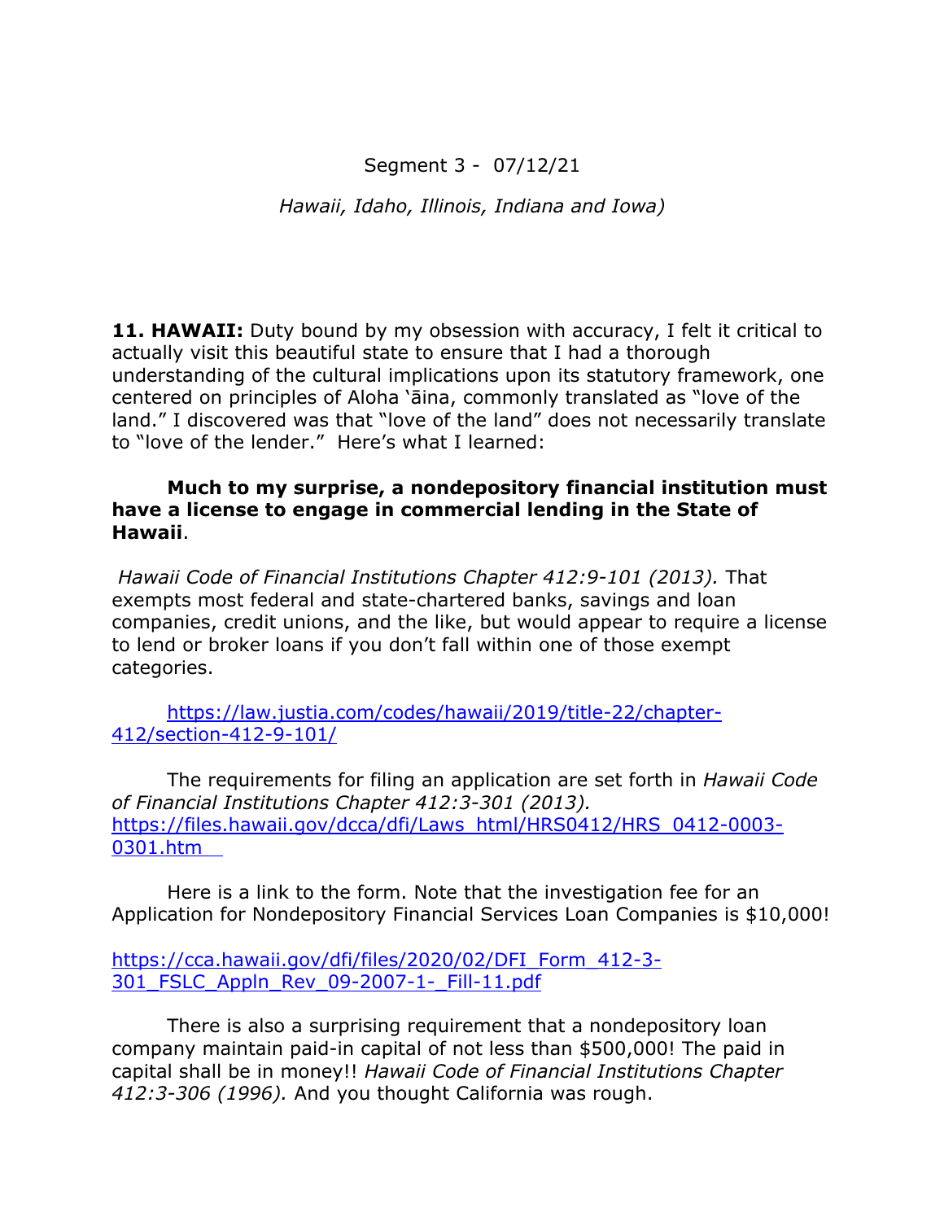Segment 3 - 07/12/21

*Hawaii, Idaho, Illinois, Indiana and Iowa)*

**11. HAWAII:** Duty bound by my obsession with accuracy, I felt it critical to actually visit this beautiful state to ensure that I had a thorough understanding of the cultural implications upon its statutory framework, one centered on principles of Aloha ʻāina, commonly translated as "love of the land." I discovered was that "love of the land" does not necessarily translate to "love of the lender." Here's what I learned:

**Much to my surprise, a nondepository financial institution must have a license to engage in commercial lending in the State of Hawaii**.

*Hawaii Code of Financial Institutions Chapter 412:9-101 (2013).* That exempts most federal and state-chartered banks, savings and loan companies, credit unions, and the like, but would appear to require a license to lend or broker loans if you don't fall within one of those exempt categories.

https://law.justia.com/codes/hawaii/2019/title-22/chapter-412/section-412-9-101/

The requirements for filing an application are set forth in *Hawaii Code of Financial Institutions Chapter 412:3-301 (2013).* https://files.hawaii.gov/dcca/dfi/Laws_html/HRS0412/HRS_0412-0003-0301.htm

Here is a link to the form. Note that the investigation fee for an Application for Nondepository Financial Services Loan Companies is $10,000!

https://cca.hawaii.gov/dfi/files/2020/02/DFI_Form_412-3-301_FSLC_Appln_Rev_09-2007-1-_Fill-11.pdf

There is also a surprising requirement that a nondepository loan company maintain paid-in capital of not less than $500,000! The paid in capital shall be in money!! *Hawaii Code of Financial Institutions Chapter 412:3-306 (1996).* And you thought California was rough.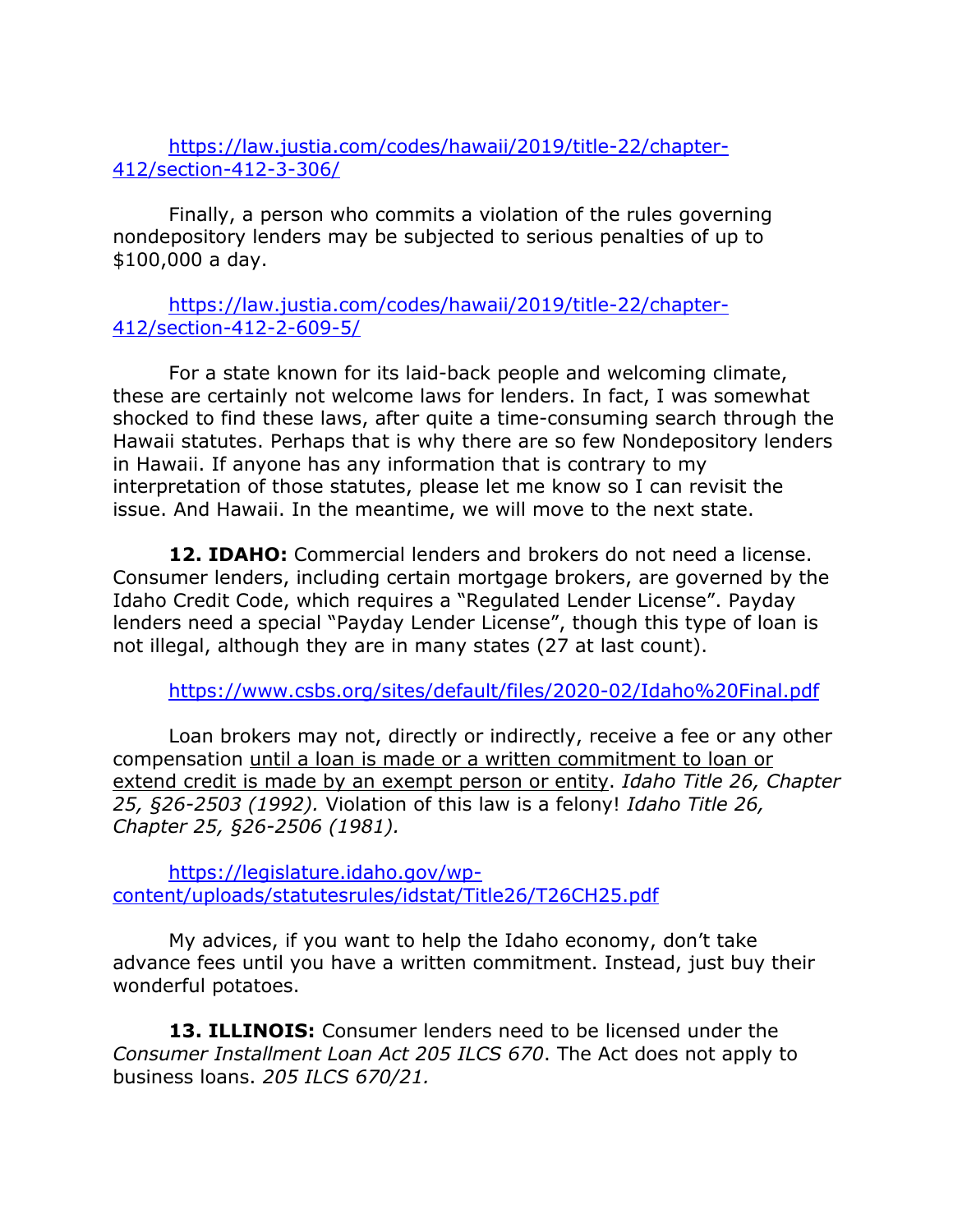https://law.justia.com/codes/hawaii/2019/title-22/chapter-412/section-412-3-306/

Finally, a person who commits a violation of the rules governing nondepository lenders may be subjected to serious penalties of up to $100,000 a day.

https://law.justia.com/codes/hawaii/2019/title-22/chapter-412/section-412-2-609-5/

For a state known for its laid-back people and welcoming climate, these are certainly not welcome laws for lenders. In fact, I was somewhat shocked to find these laws, after quite a time-consuming search through the Hawaii statutes. Perhaps that is why there are so few Nondepository lenders in Hawaii. If anyone has any information that is contrary to my interpretation of those statutes, please let me know so I can revisit the issue. And Hawaii. In the meantime, we will move to the next state.

**12. IDAHO:** Commercial lenders and brokers do not need a license. Consumer lenders, including certain mortgage brokers, are governed by the Idaho Credit Code, which requires a "Regulated Lender License". Payday lenders need a special "Payday Lender License", though this type of loan is not illegal, although they are in many states (27 at last count).

https://www.csbs.org/sites/default/files/2020-02/Idaho%20Final.pdf

Loan brokers may not, directly or indirectly, receive a fee or any other compensation until a loan is made or a written commitment to loan or extend credit is made by an exempt person or entity. *Idaho Title 26, Chapter 25, §26-2503 (1992).* Violation of this law is a felony! *Idaho Title 26, Chapter 25, §26-2506 (1981).*

https://legislature.idaho.gov/wp-content/uploads/statutesrules/idstat/Title26/T26CH25.pdf

My advices, if you want to help the Idaho economy, don't take advance fees until you have a written commitment. Instead, just buy their wonderful potatoes.

**13. ILLINOIS:** Consumer lenders need to be licensed under the *Consumer Installment Loan Act 205 ILCS 670*. The Act does not apply to business loans. *205 ILCS 670/21.*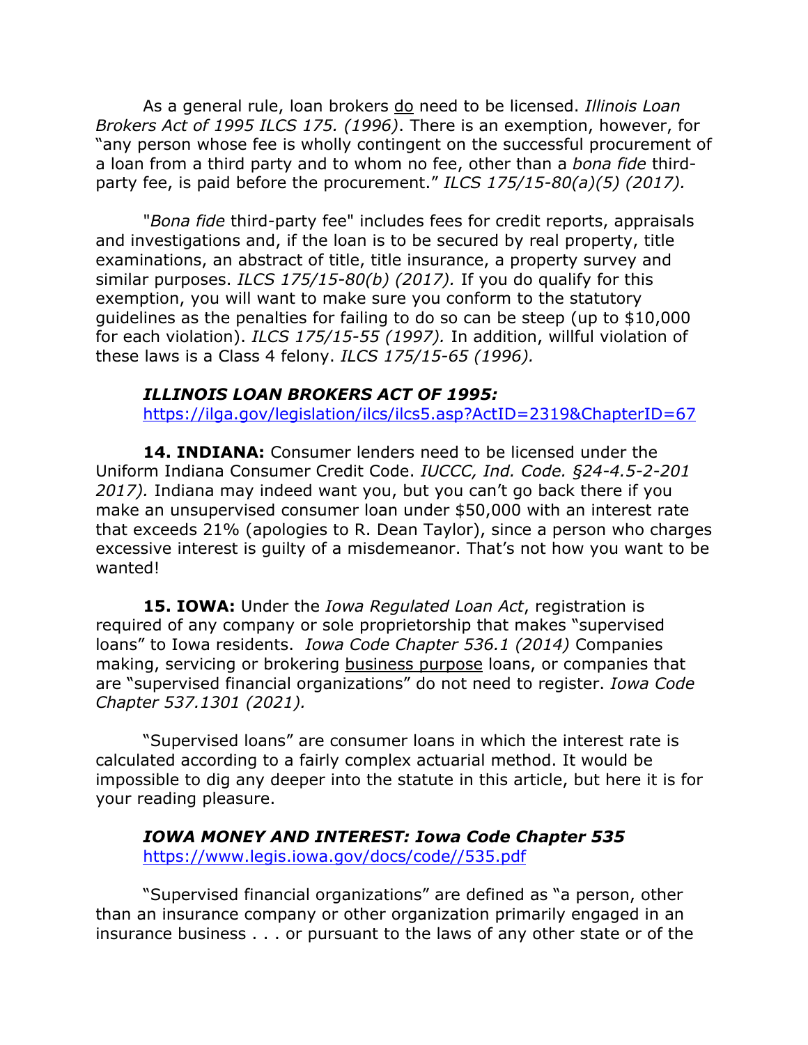As a general rule, loan brokers <u>do</u> need to be licensed. *Illinois Loan Brokers Act of 1995 ILCS 175. (1996)*. There is an exemption, however, for "any person whose fee is wholly contingent on the successful procurement of a loan from a third party and to whom no fee, other than a *bona fide* third-party fee, is paid before the procurement." *ILCS 175/15-80(a)(5) (2017).*

"*Bona fide* third-party fee" includes fees for credit reports, appraisals and investigations and, if the loan is to be secured by real property, title examinations, an abstract of title, title insurance, a property survey and similar purposes. *ILCS 175/15-80(b) (2017).* If you do qualify for this exemption, you will want to make sure you conform to the statutory guidelines as the penalties for failing to do so can be steep (up to $10,000 for each violation). *ILCS 175/15-55 (1997).* In addition, willful violation of these laws is a Class 4 felony. *ILCS 175/15-65 (1996).*

***ILLINOIS LOAN BROKERS ACT OF 1995:***
https://ilga.gov/legislation/ilcs/ilcs5.asp?ActID=2319&ChapterID=67

**14. INDIANA:** Consumer lenders need to be licensed under the Uniform Indiana Consumer Credit Code. *IUCCC, Ind. Code. §24-4.5-2-201 2017).* Indiana may indeed want you, but you can't go back there if you make an unsupervised consumer loan under $50,000 with an interest rate that exceeds 21% (apologies to R. Dean Taylor), since a person who charges excessive interest is guilty of a misdemeanor. That's not how you want to be wanted!

**15. IOWA:** Under the *Iowa Regulated Loan Act*, registration is required of any company or sole proprietorship that makes "supervised loans" to Iowa residents. *Iowa Code Chapter 536.1 (2014)* Companies making, servicing or brokering <u>business purpose</u> loans, or companies that are "supervised financial organizations" do not need to register. *Iowa Code Chapter 537.1301 (2021).*

"Supervised loans" are consumer loans in which the interest rate is calculated according to a fairly complex actuarial method. It would be impossible to dig any deeper into the statute in this article, but here it is for your reading pleasure.

***IOWA MONEY AND INTEREST: Iowa Code Chapter 535***
https://www.legis.iowa.gov/docs/code//535.pdf

"Supervised financial organizations" are defined as "a person, other than an insurance company or other organization primarily engaged in an insurance business . . . or pursuant to the laws of any other state or of the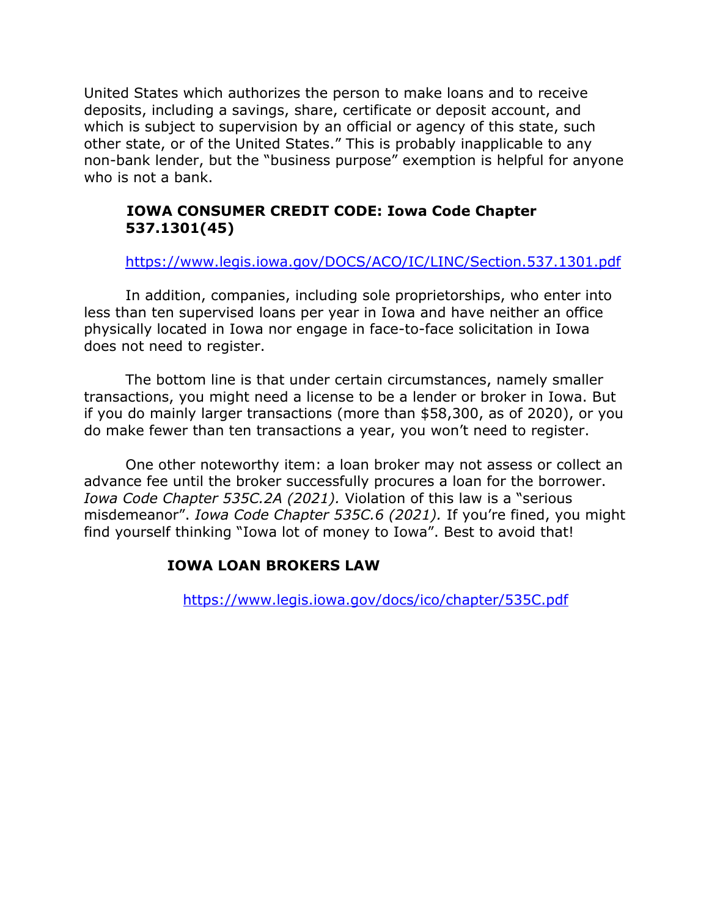United States which authorizes the person to make loans and to receive deposits, including a savings, share, certificate or deposit account, and which is subject to supervision by an official or agency of this state, such other state, or of the United States." This is probably inapplicable to any non-bank lender, but the "business purpose" exemption is helpful for anyone who is not a bank.

**IOWA CONSUMER CREDIT CODE: Iowa Code Chapter 537.1301(45)**

https://www.legis.iowa.gov/DOCS/ACO/IC/LINC/Section.537.1301.pdf

In addition, companies, including sole proprietorships, who enter into less than ten supervised loans per year in Iowa and have neither an office physically located in Iowa nor engage in face-to-face solicitation in Iowa does not need to register.

The bottom line is that under certain circumstances, namely smaller transactions, you might need a license to be a lender or broker in Iowa. But if you do mainly larger transactions (more than $58,300, as of 2020), or you do make fewer than ten transactions a year, you won't need to register.

One other noteworthy item: a loan broker may not assess or collect an advance fee until the broker successfully procures a loan for the borrower. *Iowa Code Chapter 535C.2A (2021).* Violation of this law is a "serious misdemeanor". *Iowa Code Chapter 535C.6 (2021).* If you're fined, you might find yourself thinking "Iowa lot of money to Iowa". Best to avoid that!

**IOWA LOAN BROKERS LAW**

https://www.legis.iowa.gov/docs/ico/chapter/535C.pdf